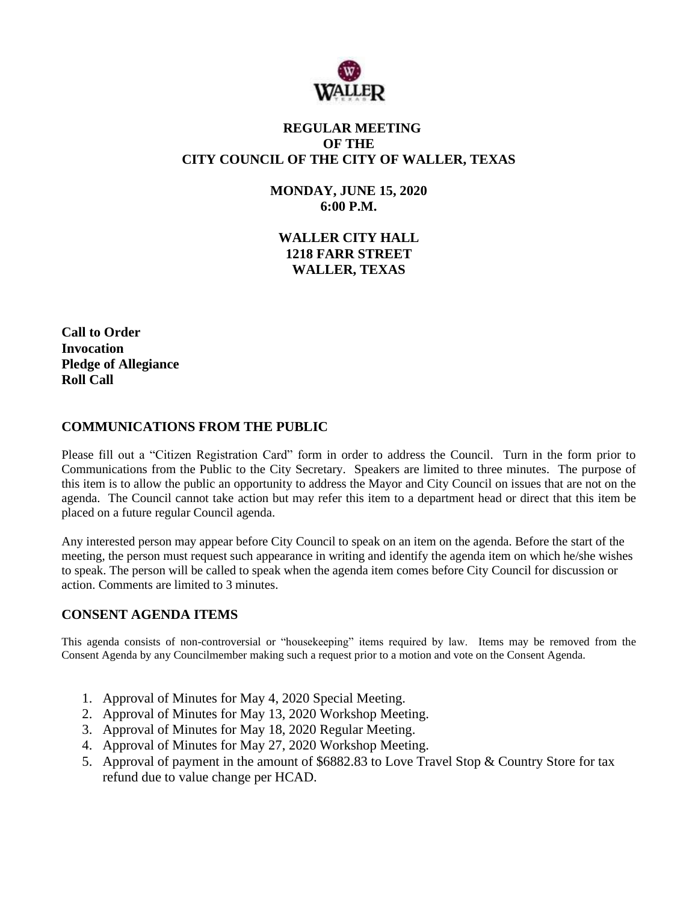# REGULAR MEETING OF THE CITY COUNCIL OF THE CITY OF WALLER, TEXAS

**MONDAY, JUNE 15, 2020**
**6:00 P.M.**

**WALLER CITY HALL**
**1218 FARR STREET**
**WALLER, TEXAS**

**Call to Order**
**Invocation**
**Pledge of Allegiance**
**Roll Call**

## COMMUNICATIONS FROM THE PUBLIC

Please fill out a "Citizen Registration Card" form in order to address the Council. Turn in the form prior to Communications from the Public to the City Secretary. Speakers are limited to three minutes. The purpose of this item is to allow the public an opportunity to address the Mayor and City Council on issues that are not on the agenda. The Council cannot take action but may refer this item to a department head or direct that this item be placed on a future regular Council agenda.

Any interested person may appear before City Council to speak on an item on the agenda. Before the start of the meeting, the person must request such appearance in writing and identify the agenda item on which he/she wishes to speak. The person will be called to speak when the agenda item comes before City Council for discussion or action. Comments are limited to 3 minutes.

## CONSENT AGENDA ITEMS

This agenda consists of non-controversial or "housekeeping" items required by law. Items may be removed from the Consent Agenda by any Councilmember making such a request prior to a motion and vote on the Consent Agenda.

1. Approval of Minutes for May 4, 2020 Special Meeting.
2. Approval of Minutes for May 13, 2020 Workshop Meeting.
3. Approval of Minutes for May 18, 2020 Regular Meeting.
4. Approval of Minutes for May 27, 2020 Workshop Meeting.
5. Approval of payment in the amount of $6882.83 to Love Travel Stop & Country Store for tax refund due to value change per HCAD.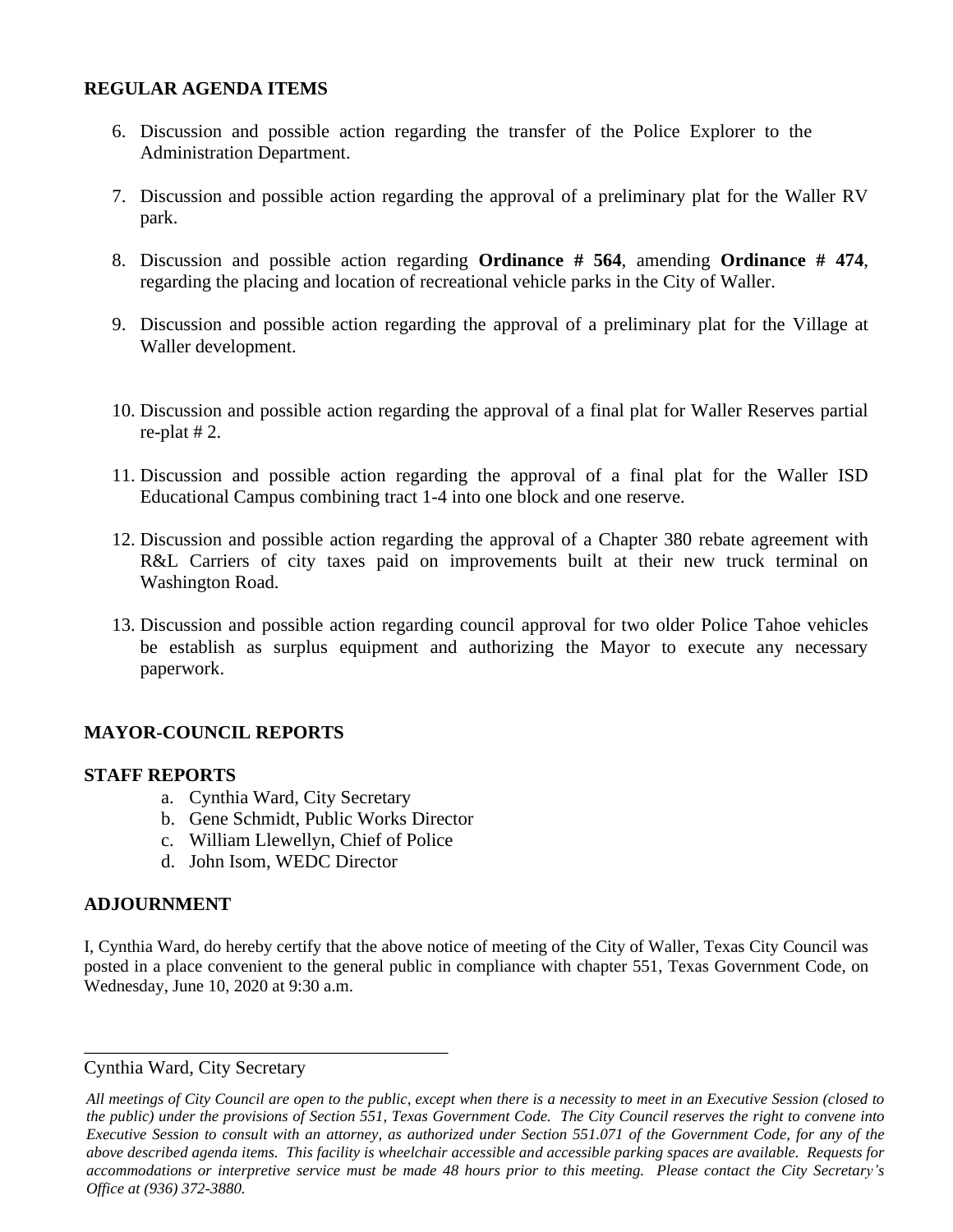**REGULAR AGENDA ITEMS**

6. Discussion and possible action regarding the transfer of the Police Explorer to the Administration Department.
7. Discussion and possible action regarding the approval of a preliminary plat for the Waller RV park.
8. Discussion and possible action regarding **Ordinance # 564**, amending **Ordinance # 474**, regarding the placing and location of recreational vehicle parks in the City of Waller.
9. Discussion and possible action regarding the approval of a preliminary plat for the Village at Waller development.
10. Discussion and possible action regarding the approval of a final plat for Waller Reserves partial re-plat # 2.
11. Discussion and possible action regarding the approval of a final plat for the Waller ISD Educational Campus combining tract 1-4 into one block and one reserve.
12. Discussion and possible action regarding the approval of a Chapter 380 rebate agreement with R&L Carriers of city taxes paid on improvements built at their new truck terminal on Washington Road.
13. Discussion and possible action regarding council approval for two older Police Tahoe vehicles be establish as surplus equipment and authorizing the Mayor to execute any necessary paperwork.

**MAYOR-COUNCIL REPORTS**

**STAFF REPORTS**

a. Cynthia Ward, City Secretary
b. Gene Schmidt, Public Works Director
c. William Llewellyn, Chief of Police
d. John Isom, WEDC Director

**ADJOURNMENT**

I, Cynthia Ward, do hereby certify that the above notice of meeting of the City of Waller, Texas City Council was posted in a place convenient to the general public in compliance with chapter 551, Texas Government Code, on Wednesday, June 10, 2020 at 9:30 a.m.

\_\_\_\_\_\_\_\_\_\_\_\_\_\_\_\_\_\_\_\_\_\_\_\_\_\_\_\_\_\_\_\_\_\_\_\_\_\_\_\_

Cynthia Ward, City Secretary

*All meetings of City Council are open to the public, except when there is a necessity to meet in an Executive Session (closed to the public) under the provisions of Section 551, Texas Government Code. The City Council reserves the right to convene into Executive Session to consult with an attorney, as authorized under Section 551.071 of the Government Code, for any of the above described agenda items. This facility is wheelchair accessible and accessible parking spaces are available. Requests for accommodations or interpretive service must be made 48 hours prior to this meeting. Please contact the City Secretary's Office at (936) 372-3880.*